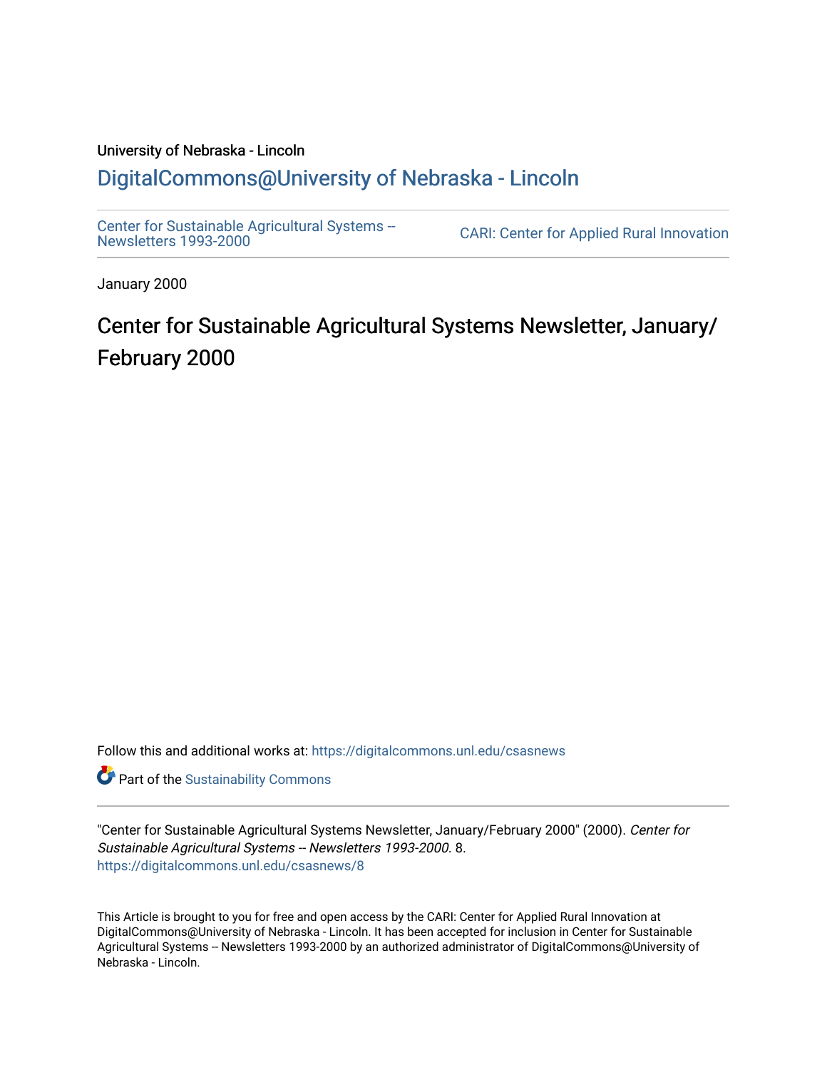University of Nebraska - Lincoln

## DigitalCommons@University of Nebraska - Lincoln

Center for Sustainable Agricultural Systems -- Newsletters 1993-2000

CARI: Center for Applied Rural Innovation

January 2000

# Center for Sustainable Agricultural Systems Newsletter, January/February 2000

Follow this and additional works at: https://digitalcommons.unl.edu/csasnews

Part of the Sustainability Commons

"Center for Sustainable Agricultural Systems Newsletter, January/February 2000" (2000). *Center for Sustainable Agricultural Systems -- Newsletters 1993-2000*. 8.
https://digitalcommons.unl.edu/csasnews/8

This Article is brought to you for free and open access by the CARI: Center for Applied Rural Innovation at DigitalCommons@University of Nebraska - Lincoln. It has been accepted for inclusion in Center for Sustainable Agricultural Systems -- Newsletters 1993-2000 by an authorized administrator of DigitalCommons@University of Nebraska - Lincoln.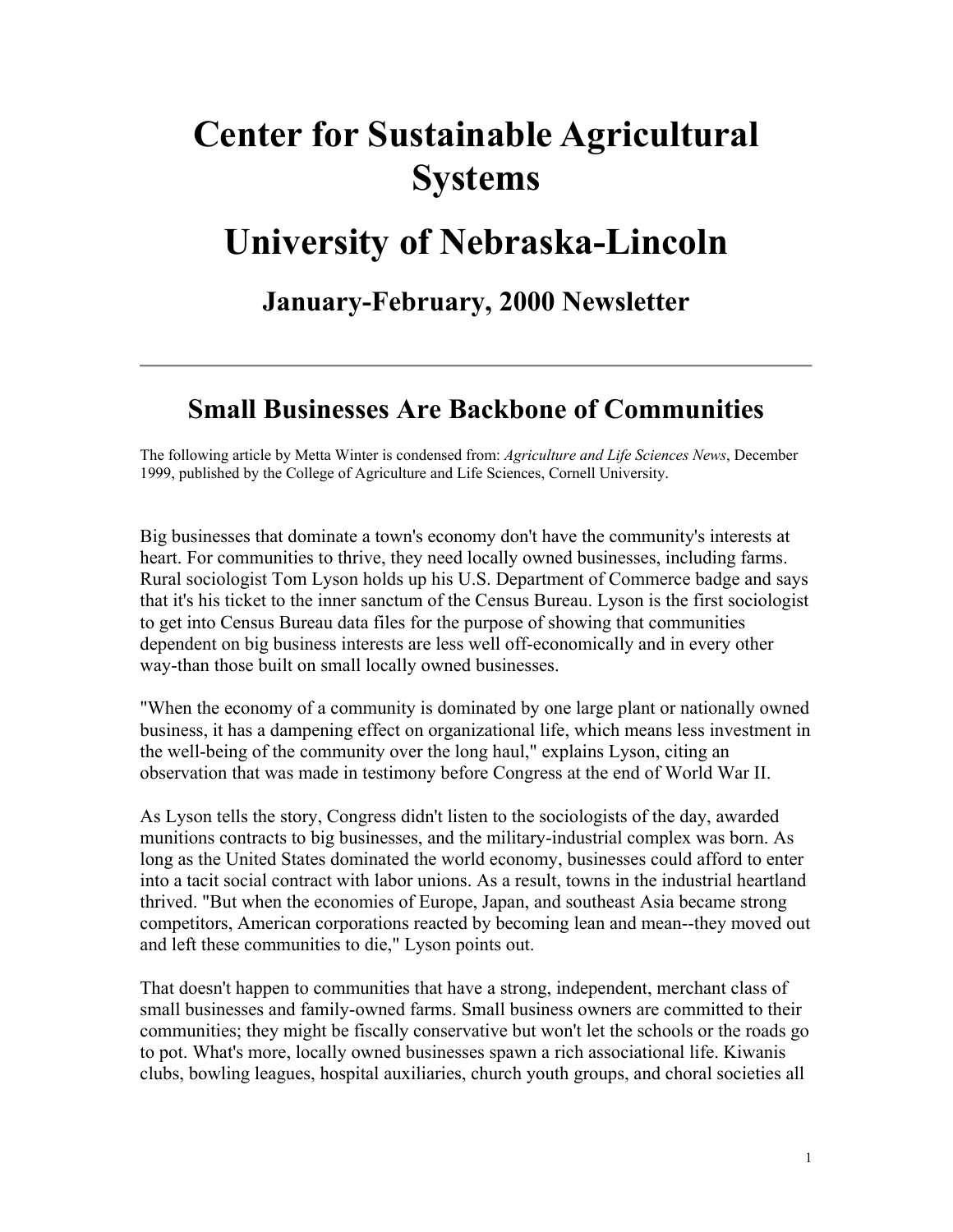# Center for Sustainable Agricultural Systems

# University of Nebraska-Lincoln

## January-February, 2000 Newsletter

---

## Small Businesses Are Backbone of Communities

The following article by Metta Winter is condensed from: *Agriculture and Life Sciences News*, December 1999, published by the College of Agriculture and Life Sciences, Cornell University.

Big businesses that dominate a town's economy don't have the community's interests at heart. For communities to thrive, they need locally owned businesses, including farms. Rural sociologist Tom Lyson holds up his U.S. Department of Commerce badge and says that it's his ticket to the inner sanctum of the Census Bureau. Lyson is the first sociologist to get into Census Bureau data files for the purpose of showing that communities dependent on big business interests are less well off-economically and in every other way-than those built on small locally owned businesses.

"When the economy of a community is dominated by one large plant or nationally owned business, it has a dampening effect on organizational life, which means less investment in the well-being of the community over the long haul," explains Lyson, citing an observation that was made in testimony before Congress at the end of World War II.

As Lyson tells the story, Congress didn't listen to the sociologists of the day, awarded munitions contracts to big businesses, and the military-industrial complex was born. As long as the United States dominated the world economy, businesses could afford to enter into a tacit social contract with labor unions. As a result, towns in the industrial heartland thrived. "But when the economies of Europe, Japan, and southeast Asia became strong competitors, American corporations reacted by becoming lean and mean--they moved out and left these communities to die," Lyson points out.

That doesn't happen to communities that have a strong, independent, merchant class of small businesses and family-owned farms. Small business owners are committed to their communities; they might be fiscally conservative but won't let the schools or the roads go to pot. What's more, locally owned businesses spawn a rich associational life. Kiwanis clubs, bowling leagues, hospital auxiliaries, church youth groups, and choral societies all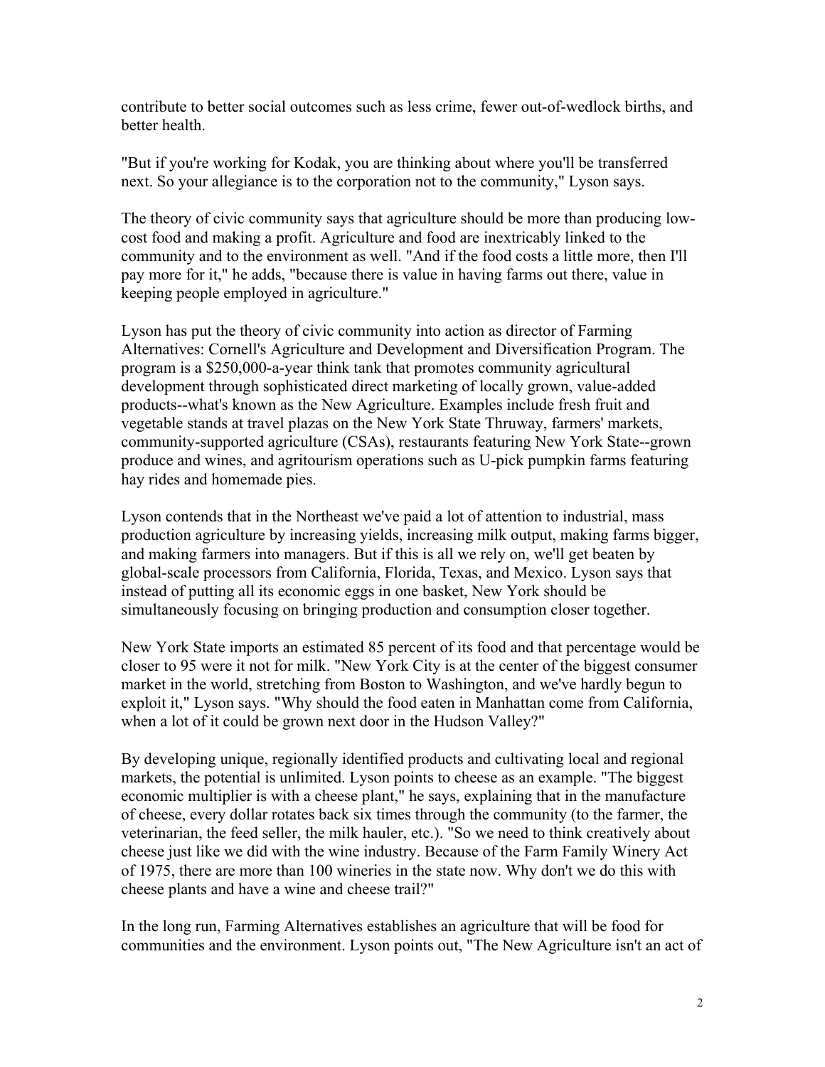contribute to better social outcomes such as less crime, fewer out-of-wedlock births, and better health.

"But if you're working for Kodak, you are thinking about where you'll be transferred next. So your allegiance is to the corporation not to the community," Lyson says.

The theory of civic community says that agriculture should be more than producing low-cost food and making a profit. Agriculture and food are inextricably linked to the community and to the environment as well. "And if the food costs a little more, then I'll pay more for it," he adds, "because there is value in having farms out there, value in keeping people employed in agriculture."

Lyson has put the theory of civic community into action as director of Farming Alternatives: Cornell's Agriculture and Development and Diversification Program. The program is a $250,000-a-year think tank that promotes community agricultural development through sophisticated direct marketing of locally grown, value-added products--what's known as the New Agriculture. Examples include fresh fruit and vegetable stands at travel plazas on the New York State Thruway, farmers' markets, community-supported agriculture (CSAs), restaurants featuring New York State--grown produce and wines, and agritourism operations such as U-pick pumpkin farms featuring hay rides and homemade pies.

Lyson contends that in the Northeast we've paid a lot of attention to industrial, mass production agriculture by increasing yields, increasing milk output, making farms bigger, and making farmers into managers. But if this is all we rely on, we'll get beaten by global-scale processors from California, Florida, Texas, and Mexico. Lyson says that instead of putting all its economic eggs in one basket, New York should be simultaneously focusing on bringing production and consumption closer together.

New York State imports an estimated 85 percent of its food and that percentage would be closer to 95 were it not for milk. "New York City is at the center of the biggest consumer market in the world, stretching from Boston to Washington, and we've hardly begun to exploit it," Lyson says. "Why should the food eaten in Manhattan come from California, when a lot of it could be grown next door in the Hudson Valley?"

By developing unique, regionally identified products and cultivating local and regional markets, the potential is unlimited. Lyson points to cheese as an example. "The biggest economic multiplier is with a cheese plant," he says, explaining that in the manufacture of cheese, every dollar rotates back six times through the community (to the farmer, the veterinarian, the feed seller, the milk hauler, etc.). "So we need to think creatively about cheese just like we did with the wine industry. Because of the Farm Family Winery Act of 1975, there are more than 100 wineries in the state now. Why don't we do this with cheese plants and have a wine and cheese trail?"

In the long run, Farming Alternatives establishes an agriculture that will be food for communities and the environment. Lyson points out, "The New Agriculture isn't an act of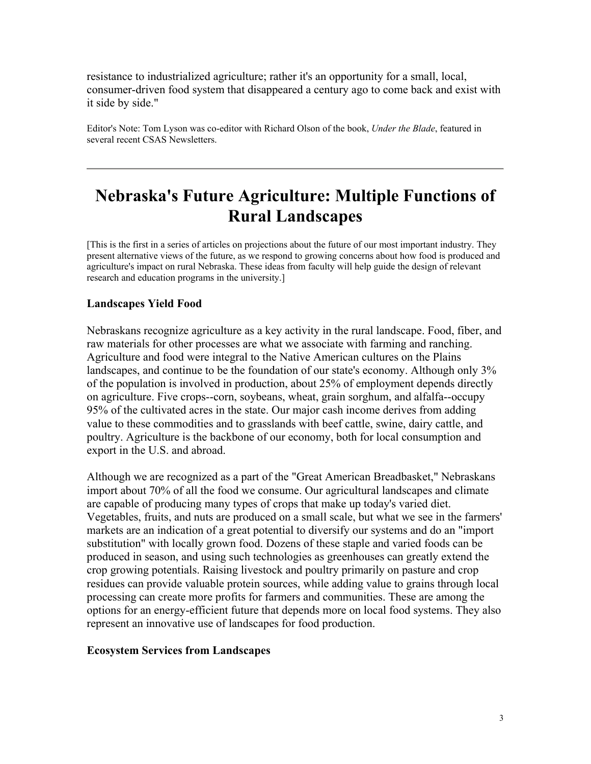resistance to industrialized agriculture; rather it's an opportunity for a small, local, consumer-driven food system that disappeared a century ago to come back and exist with it side by side."

Editor's Note: Tom Lyson was co-editor with Richard Olson of the book, *Under the Blade*, featured in several recent CSAS Newsletters.

---

# Nebraska's Future Agriculture: Multiple Functions of Rural Landscapes

[This is the first in a series of articles on projections about the future of our most important industry. They present alternative views of the future, as we respond to growing concerns about how food is produced and agriculture's impact on rural Nebraska. These ideas from faculty will help guide the design of relevant research and education programs in the university.]

**Landscapes Yield Food**

Nebraskans recognize agriculture as a key activity in the rural landscape. Food, fiber, and raw materials for other processes are what we associate with farming and ranching. Agriculture and food were integral to the Native American cultures on the Plains landscapes, and continue to be the foundation of our state's economy. Although only 3% of the population is involved in production, about 25% of employment depends directly on agriculture. Five crops--corn, soybeans, wheat, grain sorghum, and alfalfa--occupy 95% of the cultivated acres in the state. Our major cash income derives from adding value to these commodities and to grasslands with beef cattle, swine, dairy cattle, and poultry. Agriculture is the backbone of our economy, both for local consumption and export in the U.S. and abroad.

Although we are recognized as a part of the "Great American Breadbasket," Nebraskans import about 70% of all the food we consume. Our agricultural landscapes and climate are capable of producing many types of crops that make up today's varied diet. Vegetables, fruits, and nuts are produced on a small scale, but what we see in the farmers' markets are an indication of a great potential to diversify our systems and do an "import substitution" with locally grown food. Dozens of these staple and varied foods can be produced in season, and using such technologies as greenhouses can greatly extend the crop growing potentials. Raising livestock and poultry primarily on pasture and crop residues can provide valuable protein sources, while adding value to grains through local processing can create more profits for farmers and communities. These are among the options for an energy-efficient future that depends more on local food systems. They also represent an innovative use of landscapes for food production.

**Ecosystem Services from Landscapes**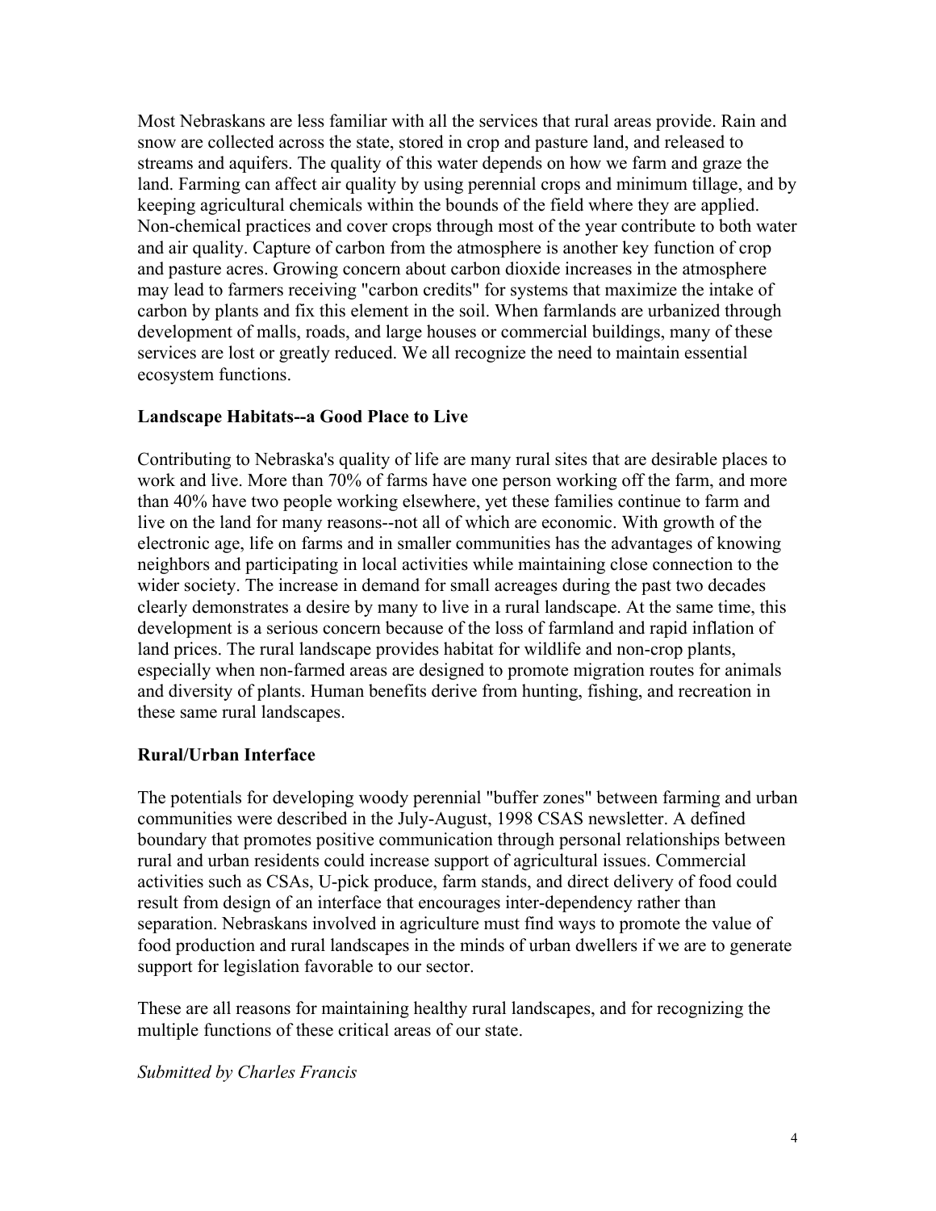Most Nebraskans are less familiar with all the services that rural areas provide. Rain and snow are collected across the state, stored in crop and pasture land, and released to streams and aquifers. The quality of this water depends on how we farm and graze the land. Farming can affect air quality by using perennial crops and minimum tillage, and by keeping agricultural chemicals within the bounds of the field where they are applied. Non-chemical practices and cover crops through most of the year contribute to both water and air quality. Capture of carbon from the atmosphere is another key function of crop and pasture acres. Growing concern about carbon dioxide increases in the atmosphere may lead to farmers receiving "carbon credits" for systems that maximize the intake of carbon by plants and fix this element in the soil. When farmlands are urbanized through development of malls, roads, and large houses or commercial buildings, many of these services are lost or greatly reduced. We all recognize the need to maintain essential ecosystem functions.

**Landscape Habitats--a Good Place to Live**

Contributing to Nebraska's quality of life are many rural sites that are desirable places to work and live. More than 70% of farms have one person working off the farm, and more than 40% have two people working elsewhere, yet these families continue to farm and live on the land for many reasons--not all of which are economic. With growth of the electronic age, life on farms and in smaller communities has the advantages of knowing neighbors and participating in local activities while maintaining close connection to the wider society. The increase in demand for small acreages during the past two decades clearly demonstrates a desire by many to live in a rural landscape. At the same time, this development is a serious concern because of the loss of farmland and rapid inflation of land prices. The rural landscape provides habitat for wildlife and non-crop plants, especially when non-farmed areas are designed to promote migration routes for animals and diversity of plants. Human benefits derive from hunting, fishing, and recreation in these same rural landscapes.

**Rural/Urban Interface**

The potentials for developing woody perennial "buffer zones" between farming and urban communities were described in the July-August, 1998 CSAS newsletter. A defined boundary that promotes positive communication through personal relationships between rural and urban residents could increase support of agricultural issues. Commercial activities such as CSAs, U-pick produce, farm stands, and direct delivery of food could result from design of an interface that encourages inter-dependency rather than separation. Nebraskans involved in agriculture must find ways to promote the value of food production and rural landscapes in the minds of urban dwellers if we are to generate support for legislation favorable to our sector.

These are all reasons for maintaining healthy rural landscapes, and for recognizing the multiple functions of these critical areas of our state.

*Submitted by Charles Francis*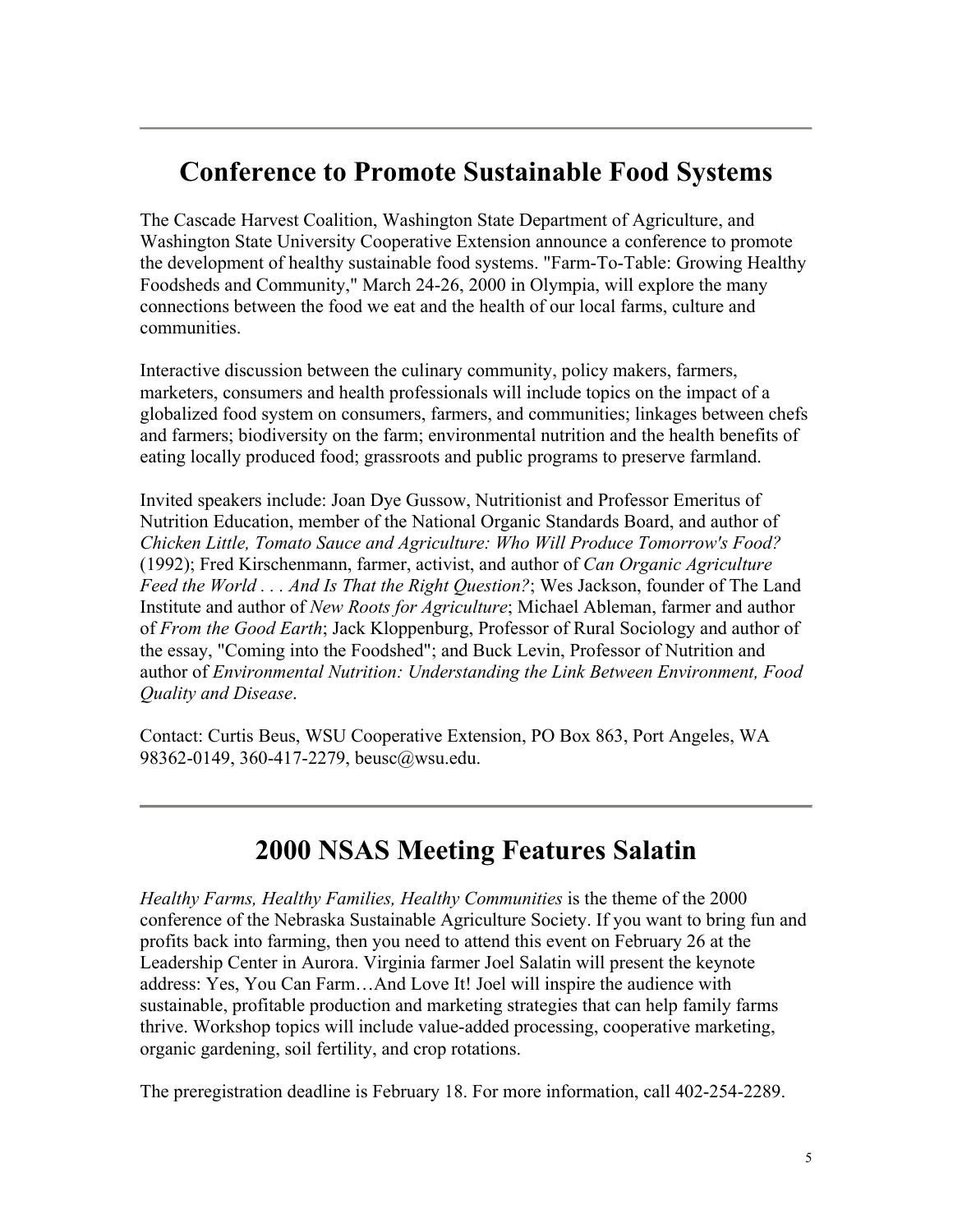## Conference to Promote Sustainable Food Systems

The Cascade Harvest Coalition, Washington State Department of Agriculture, and Washington State University Cooperative Extension announce a conference to promote the development of healthy sustainable food systems. "Farm-To-Table: Growing Healthy Foodsheds and Community," March 24-26, 2000 in Olympia, will explore the many connections between the food we eat and the health of our local farms, culture and communities.

Interactive discussion between the culinary community, policy makers, farmers, marketers, consumers and health professionals will include topics on the impact of a globalized food system on consumers, farmers, and communities; linkages between chefs and farmers; biodiversity on the farm; environmental nutrition and the health benefits of eating locally produced food; grassroots and public programs to preserve farmland.

Invited speakers include: Joan Dye Gussow, Nutritionist and Professor Emeritus of Nutrition Education, member of the National Organic Standards Board, and author of *Chicken Little, Tomato Sauce and Agriculture: Who Will Produce Tomorrow's Food?* (1992); Fred Kirschenmann, farmer, activist, and author of *Can Organic Agriculture Feed the World . . . And Is That the Right Question?*; Wes Jackson, founder of The Land Institute and author of *New Roots for Agriculture*; Michael Ableman, farmer and author of *From the Good Earth*; Jack Kloppenburg, Professor of Rural Sociology and author of the essay, "Coming into the Foodshed"; and Buck Levin, Professor of Nutrition and author of *Environmental Nutrition: Understanding the Link Between Environment, Food Quality and Disease*.

Contact: Curtis Beus, WSU Cooperative Extension, PO Box 863, Port Angeles, WA 98362-0149, 360-417-2279, beusc@wsu.edu.

## 2000 NSAS Meeting Features Salatin

*Healthy Farms, Healthy Families, Healthy Communities* is the theme of the 2000 conference of the Nebraska Sustainable Agriculture Society. If you want to bring fun and profits back into farming, then you need to attend this event on February 26 at the Leadership Center in Aurora. Virginia farmer Joel Salatin will present the keynote address: Yes, You Can Farm…And Love It! Joel will inspire the audience with sustainable, profitable production and marketing strategies that can help family farms thrive. Workshop topics will include value-added processing, cooperative marketing, organic gardening, soil fertility, and crop rotations.

The preregistration deadline is February 18. For more information, call 402-254-2289.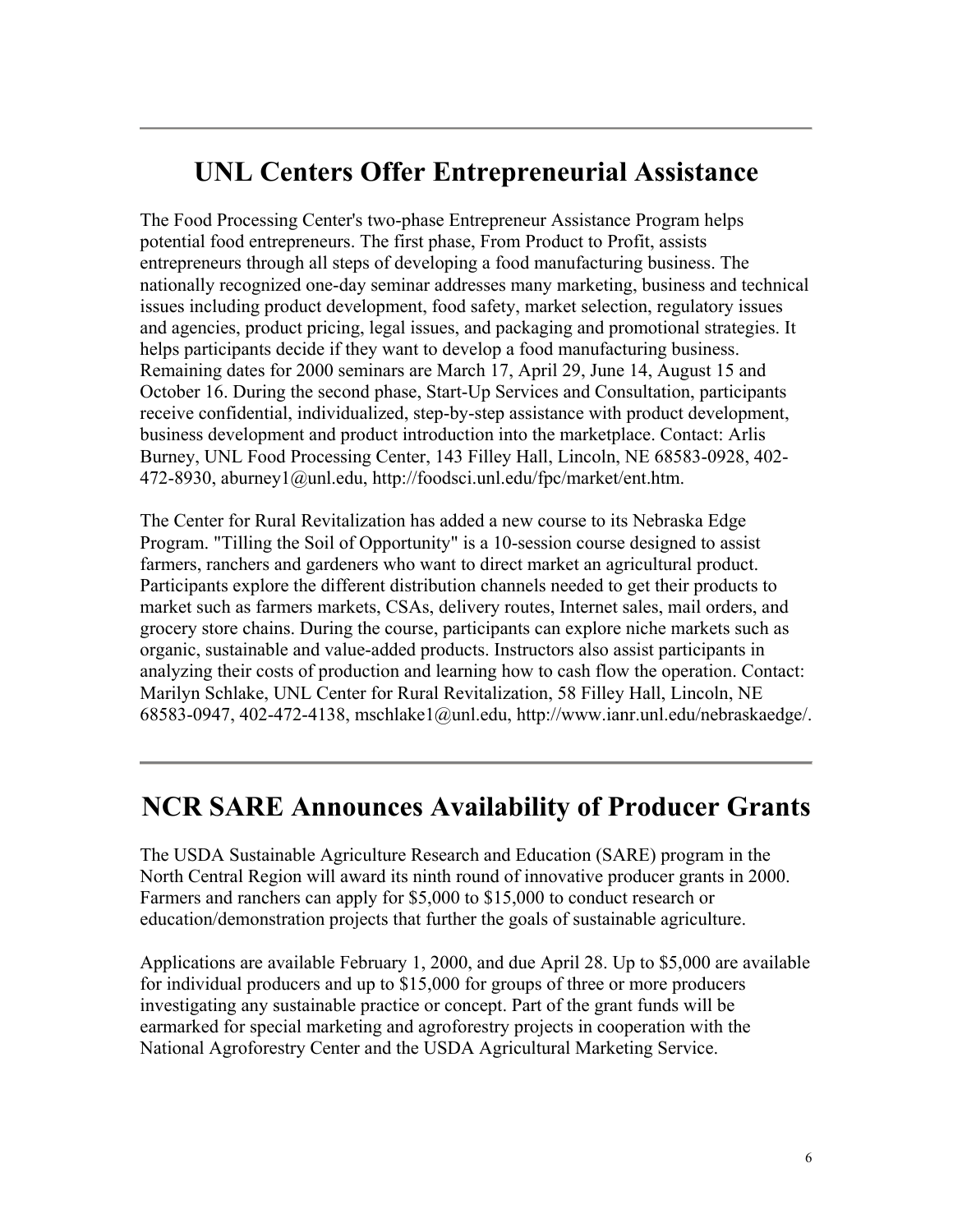## UNL Centers Offer Entrepreneurial Assistance

The Food Processing Center's two-phase Entrepreneur Assistance Program helps potential food entrepreneurs. The first phase, From Product to Profit, assists entrepreneurs through all steps of developing a food manufacturing business. The nationally recognized one-day seminar addresses many marketing, business and technical issues including product development, food safety, market selection, regulatory issues and agencies, product pricing, legal issues, and packaging and promotional strategies. It helps participants decide if they want to develop a food manufacturing business. Remaining dates for 2000 seminars are March 17, April 29, June 14, August 15 and October 16. During the second phase, Start-Up Services and Consultation, participants receive confidential, individualized, step-by-step assistance with product development, business development and product introduction into the marketplace. Contact: Arlis Burney, UNL Food Processing Center, 143 Filley Hall, Lincoln, NE 68583-0928, 402-472-8930, aburney1@unl.edu, http://foodsci.unl.edu/fpc/market/ent.htm.

The Center for Rural Revitalization has added a new course to its Nebraska Edge Program. "Tilling the Soil of Opportunity" is a 10-session course designed to assist farmers, ranchers and gardeners who want to direct market an agricultural product. Participants explore the different distribution channels needed to get their products to market such as farmers markets, CSAs, delivery routes, Internet sales, mail orders, and grocery store chains. During the course, participants can explore niche markets such as organic, sustainable and value-added products. Instructors also assist participants in analyzing their costs of production and learning how to cash flow the operation. Contact: Marilyn Schlake, UNL Center for Rural Revitalization, 58 Filley Hall, Lincoln, NE 68583-0947, 402-472-4138, mschlake1@unl.edu, http://www.ianr.unl.edu/nebraskaedge/.

## NCR SARE Announces Availability of Producer Grants

The USDA Sustainable Agriculture Research and Education (SARE) program in the North Central Region will award its ninth round of innovative producer grants in 2000. Farmers and ranchers can apply for $5,000 to $15,000 to conduct research or education/demonstration projects that further the goals of sustainable agriculture.

Applications are available February 1, 2000, and due April 28. Up to $5,000 are available for individual producers and up to $15,000 for groups of three or more producers investigating any sustainable practice or concept. Part of the grant funds will be earmarked for special marketing and agroforestry projects in cooperation with the National Agroforestry Center and the USDA Agricultural Marketing Service.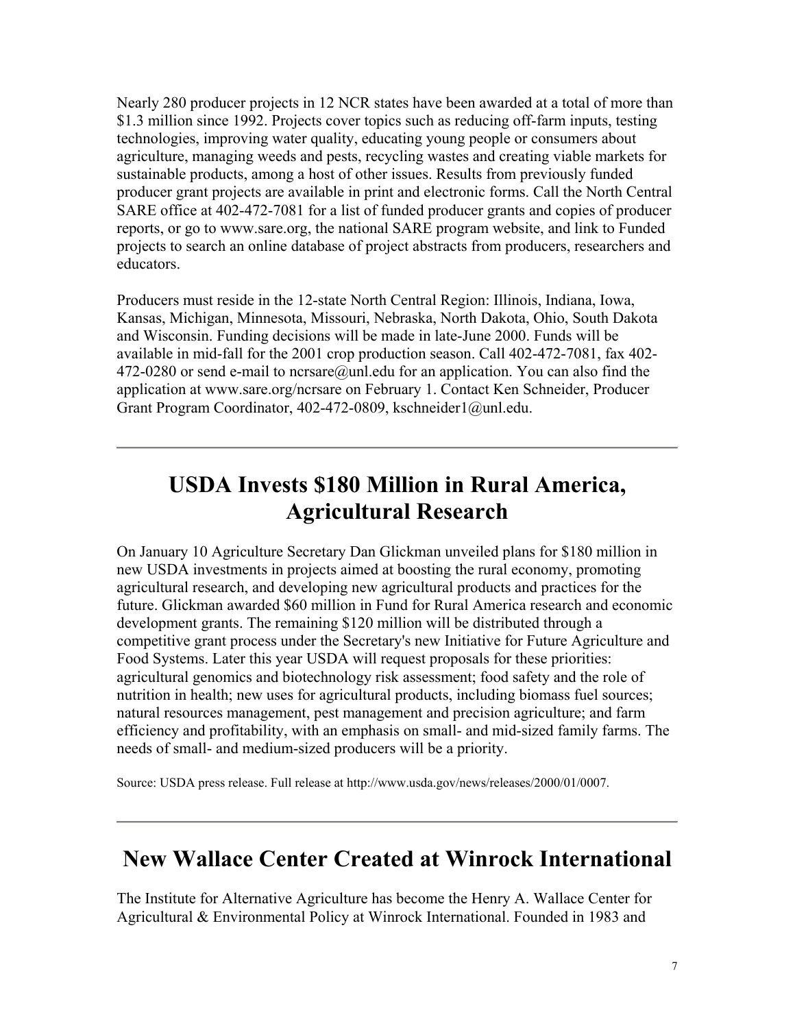Nearly 280 producer projects in 12 NCR states have been awarded at a total of more than $1.3 million since 1992. Projects cover topics such as reducing off-farm inputs, testing technologies, improving water quality, educating young people or consumers about agriculture, managing weeds and pests, recycling wastes and creating viable markets for sustainable products, among a host of other issues. Results from previously funded producer grant projects are available in print and electronic forms. Call the North Central SARE office at 402-472-7081 for a list of funded producer grants and copies of producer reports, or go to www.sare.org, the national SARE program website, and link to Funded projects to search an online database of project abstracts from producers, researchers and educators.

Producers must reside in the 12-state North Central Region: Illinois, Indiana, Iowa, Kansas, Michigan, Minnesota, Missouri, Nebraska, North Dakota, Ohio, South Dakota and Wisconsin. Funding decisions will be made in late-June 2000. Funds will be available in mid-fall for the 2001 crop production season. Call 402-472-7081, fax 402-472-0280 or send e-mail to ncrsare@unl.edu for an application. You can also find the application at www.sare.org/ncrsare on February 1. Contact Ken Schneider, Producer Grant Program Coordinator, 402-472-0809, kschneider1@unl.edu.

---

# USDA Invests $180 Million in Rural America, Agricultural Research

On January 10 Agriculture Secretary Dan Glickman unveiled plans for $180 million in new USDA investments in projects aimed at boosting the rural economy, promoting agricultural research, and developing new agricultural products and practices for the future. Glickman awarded $60 million in Fund for Rural America research and economic development grants. The remaining $120 million will be distributed through a competitive grant process under the Secretary's new Initiative for Future Agriculture and Food Systems. Later this year USDA will request proposals for these priorities: agricultural genomics and biotechnology risk assessment; food safety and the role of nutrition in health; new uses for agricultural products, including biomass fuel sources; natural resources management, pest management and precision agriculture; and farm efficiency and profitability, with an emphasis on small- and mid-sized family farms. The needs of small- and medium-sized producers will be a priority.

Source: USDA press release. Full release at http://www.usda.gov/news/releases/2000/01/0007.

---

# New Wallace Center Created at Winrock International

The Institute for Alternative Agriculture has become the Henry A. Wallace Center for Agricultural & Environmental Policy at Winrock International. Founded in 1983 and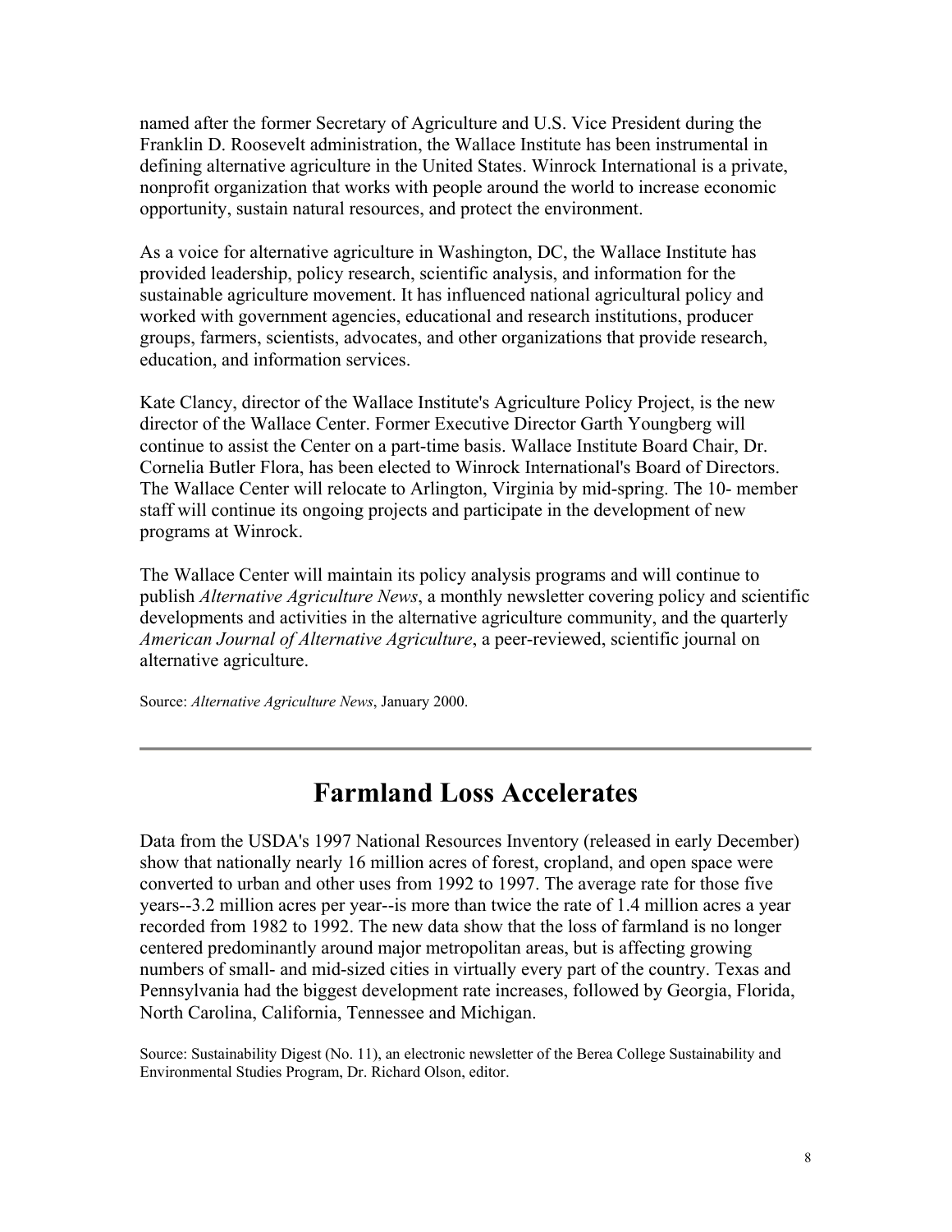named after the former Secretary of Agriculture and U.S. Vice President during the Franklin D. Roosevelt administration, the Wallace Institute has been instrumental in defining alternative agriculture in the United States. Winrock International is a private, nonprofit organization that works with people around the world to increase economic opportunity, sustain natural resources, and protect the environment.

As a voice for alternative agriculture in Washington, DC, the Wallace Institute has provided leadership, policy research, scientific analysis, and information for the sustainable agriculture movement. It has influenced national agricultural policy and worked with government agencies, educational and research institutions, producer groups, farmers, scientists, advocates, and other organizations that provide research, education, and information services.

Kate Clancy, director of the Wallace Institute's Agriculture Policy Project, is the new director of the Wallace Center. Former Executive Director Garth Youngberg will continue to assist the Center on a part-time basis. Wallace Institute Board Chair, Dr. Cornelia Butler Flora, has been elected to Winrock International's Board of Directors. The Wallace Center will relocate to Arlington, Virginia by mid-spring. The 10- member staff will continue its ongoing projects and participate in the development of new programs at Winrock.

The Wallace Center will maintain its policy analysis programs and will continue to publish *Alternative Agriculture News*, a monthly newsletter covering policy and scientific developments and activities in the alternative agriculture community, and the quarterly *American Journal of Alternative Agriculture*, a peer-reviewed, scientific journal on alternative agriculture.

Source: *Alternative Agriculture News*, January 2000.

---

# Farmland Loss Accelerates

Data from the USDA's 1997 National Resources Inventory (released in early December) show that nationally nearly 16 million acres of forest, cropland, and open space were converted to urban and other uses from 1992 to 1997. The average rate for those five years--3.2 million acres per year--is more than twice the rate of 1.4 million acres a year recorded from 1982 to 1992. The new data show that the loss of farmland is no longer centered predominantly around major metropolitan areas, but is affecting growing numbers of small- and mid-sized cities in virtually every part of the country. Texas and Pennsylvania had the biggest development rate increases, followed by Georgia, Florida, North Carolina, California, Tennessee and Michigan.

Source: Sustainability Digest (No. 11), an electronic newsletter of the Berea College Sustainability and Environmental Studies Program, Dr. Richard Olson, editor.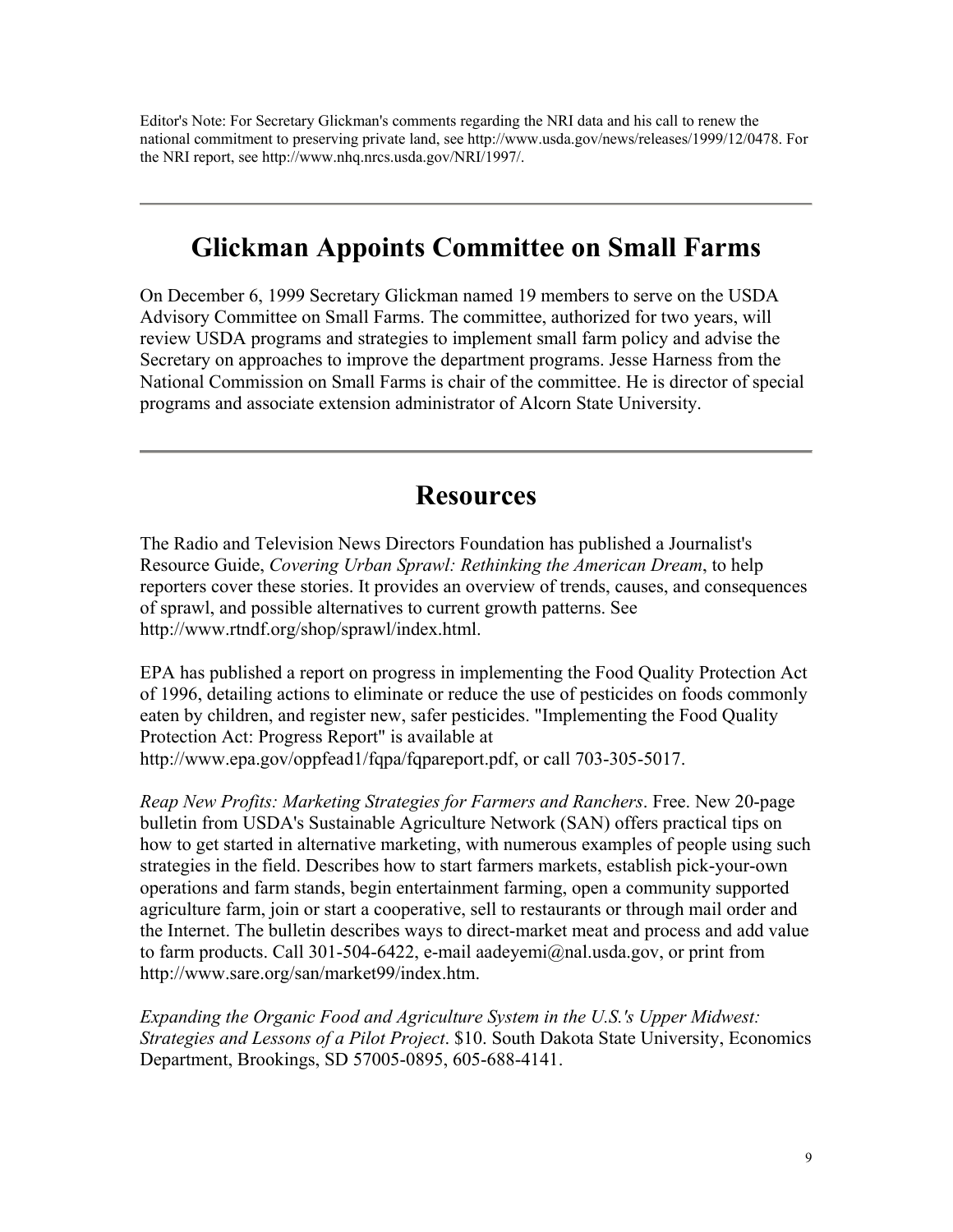Editor's Note: For Secretary Glickman's comments regarding the NRI data and his call to renew the national commitment to preserving private land, see http://www.usda.gov/news/releases/1999/12/0478. For the NRI report, see http://www.nhq.nrcs.usda.gov/NRI/1997/.

---

# Glickman Appoints Committee on Small Farms

On December 6, 1999 Secretary Glickman named 19 members to serve on the USDA Advisory Committee on Small Farms. The committee, authorized for two years, will review USDA programs and strategies to implement small farm policy and advise the Secretary on approaches to improve the department programs. Jesse Harness from the National Commission on Small Farms is chair of the committee. He is director of special programs and associate extension administrator of Alcorn State University.

---

# Resources

The Radio and Television News Directors Foundation has published a Journalist's Resource Guide, *Covering Urban Sprawl: Rethinking the American Dream*, to help reporters cover these stories. It provides an overview of trends, causes, and consequences of sprawl, and possible alternatives to current growth patterns. See http://www.rtndf.org/shop/sprawl/index.html.

EPA has published a report on progress in implementing the Food Quality Protection Act of 1996, detailing actions to eliminate or reduce the use of pesticides on foods commonly eaten by children, and register new, safer pesticides. "Implementing the Food Quality Protection Act: Progress Report" is available at http://www.epa.gov/oppfead1/fqpa/fqpareport.pdf, or call 703-305-5017.

*Reap New Profits: Marketing Strategies for Farmers and Ranchers*. Free. New 20-page bulletin from USDA's Sustainable Agriculture Network (SAN) offers practical tips on how to get started in alternative marketing, with numerous examples of people using such strategies in the field. Describes how to start farmers markets, establish pick-your-own operations and farm stands, begin entertainment farming, open a community supported agriculture farm, join or start a cooperative, sell to restaurants or through mail order and the Internet. The bulletin describes ways to direct-market meat and process and add value to farm products. Call 301-504-6422, e-mail aadeyemi@nal.usda.gov, or print from http://www.sare.org/san/market99/index.htm.

*Expanding the Organic Food and Agriculture System in the U.S.'s Upper Midwest: Strategies and Lessons of a Pilot Project*. $10. South Dakota State University, Economics Department, Brookings, SD 57005-0895, 605-688-4141.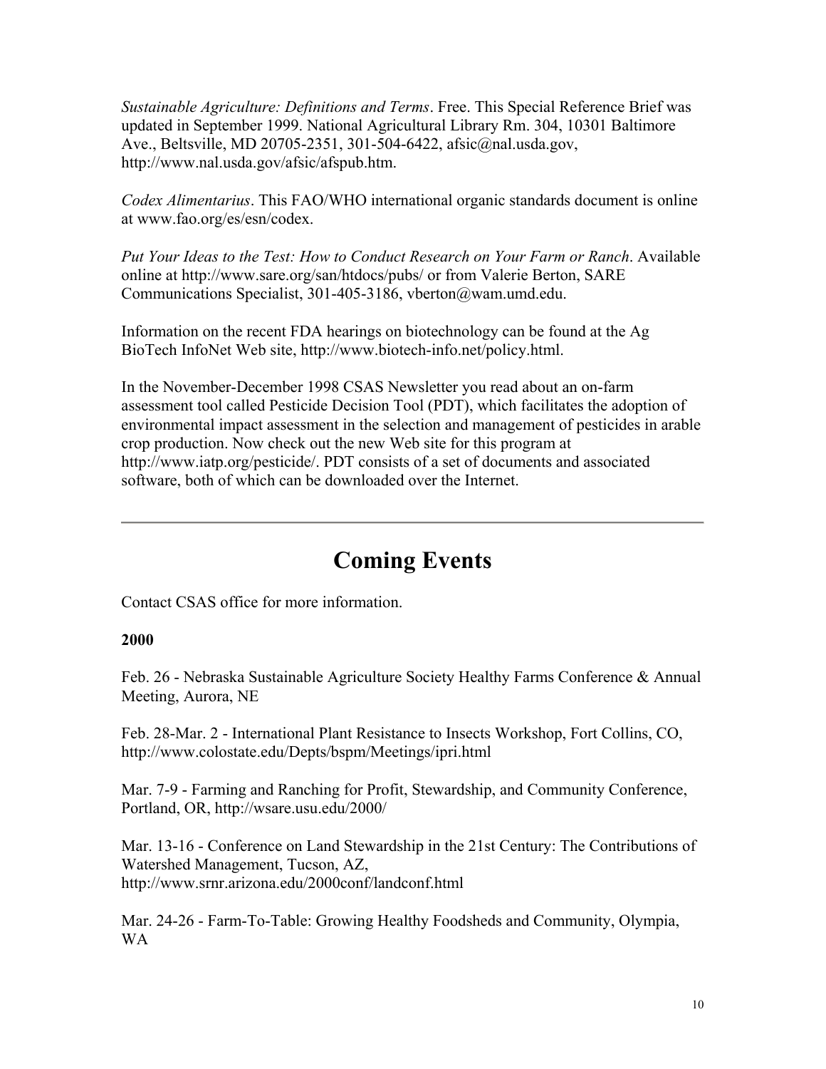*Sustainable Agriculture: Definitions and Terms*. Free. This Special Reference Brief was updated in September 1999. National Agricultural Library Rm. 304, 10301 Baltimore Ave., Beltsville, MD 20705-2351, 301-504-6422, afsic@nal.usda.gov, http://www.nal.usda.gov/afsic/afspub.htm.

*Codex Alimentarius*. This FAO/WHO international organic standards document is online at www.fao.org/es/esn/codex.

*Put Your Ideas to the Test: How to Conduct Research on Your Farm or Ranch*. Available online at http://www.sare.org/san/htdocs/pubs/ or from Valerie Berton, SARE Communications Specialist, 301-405-3186, vberton@wam.umd.edu.

Information on the recent FDA hearings on biotechnology can be found at the Ag BioTech InfoNet Web site, http://www.biotech-info.net/policy.html.

In the November-December 1998 CSAS Newsletter you read about an on-farm assessment tool called Pesticide Decision Tool (PDT), which facilitates the adoption of environmental impact assessment in the selection and management of pesticides in arable crop production. Now check out the new Web site for this program at http://www.iatp.org/pesticide/. PDT consists of a set of documents and associated software, both of which can be downloaded over the Internet.

---

# Coming Events

Contact CSAS office for more information.

**2000**

Feb. 26 - Nebraska Sustainable Agriculture Society Healthy Farms Conference & Annual Meeting, Aurora, NE

Feb. 28-Mar. 2 - International Plant Resistance to Insects Workshop, Fort Collins, CO, http://www.colostate.edu/Depts/bspm/Meetings/ipri.html

Mar. 7-9 - Farming and Ranching for Profit, Stewardship, and Community Conference, Portland, OR, http://wsare.usu.edu/2000/

Mar. 13-16 - Conference on Land Stewardship in the 21st Century: The Contributions of Watershed Management, Tucson, AZ, http://www.srnr.arizona.edu/2000conf/landconf.html

Mar. 24-26 - Farm-To-Table: Growing Healthy Foodsheds and Community, Olympia, WA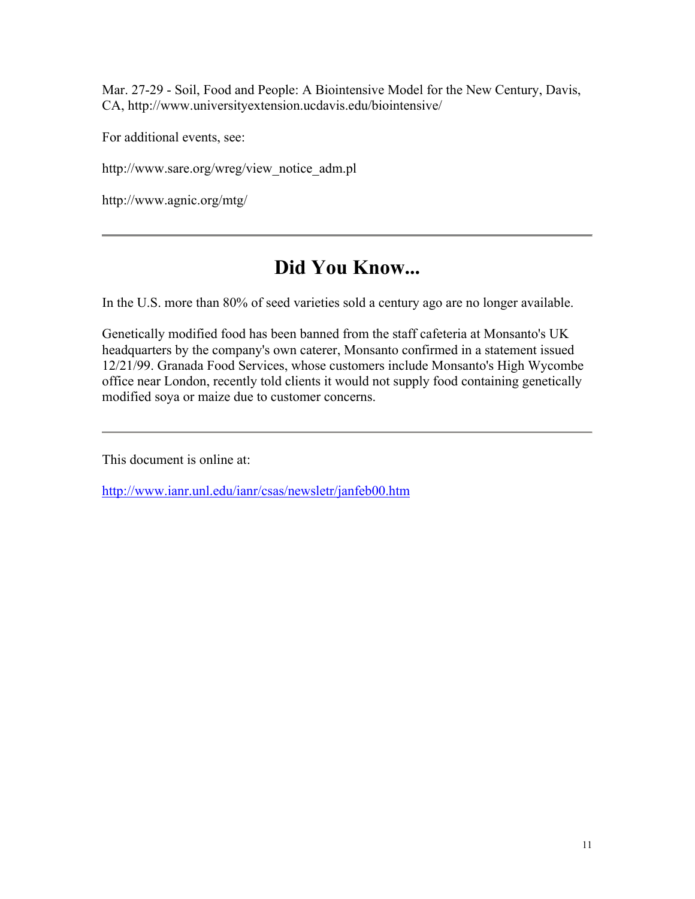Mar. 27-29 - Soil, Food and People: A Biointensive Model for the New Century, Davis, CA, http://www.universityextension.ucdavis.edu/biointensive/

For additional events, see:

http://www.sare.org/wreg/view_notice_adm.pl

http://www.agnic.org/mtg/

---

## Did You Know...

In the U.S. more than 80% of seed varieties sold a century ago are no longer available.

Genetically modified food has been banned from the staff cafeteria at Monsanto's UK headquarters by the company's own caterer, Monsanto confirmed in a statement issued 12/21/99. Granada Food Services, whose customers include Monsanto's High Wycombe office near London, recently told clients it would not supply food containing genetically modified soya or maize due to customer concerns.

---

This document is online at:

[http://www.ianr.unl.edu/ianr/csas/newsletr/janfeb00.htm](http://www.ianr.unl.edu/ianr/csas/newsletr/janfeb00.htm)